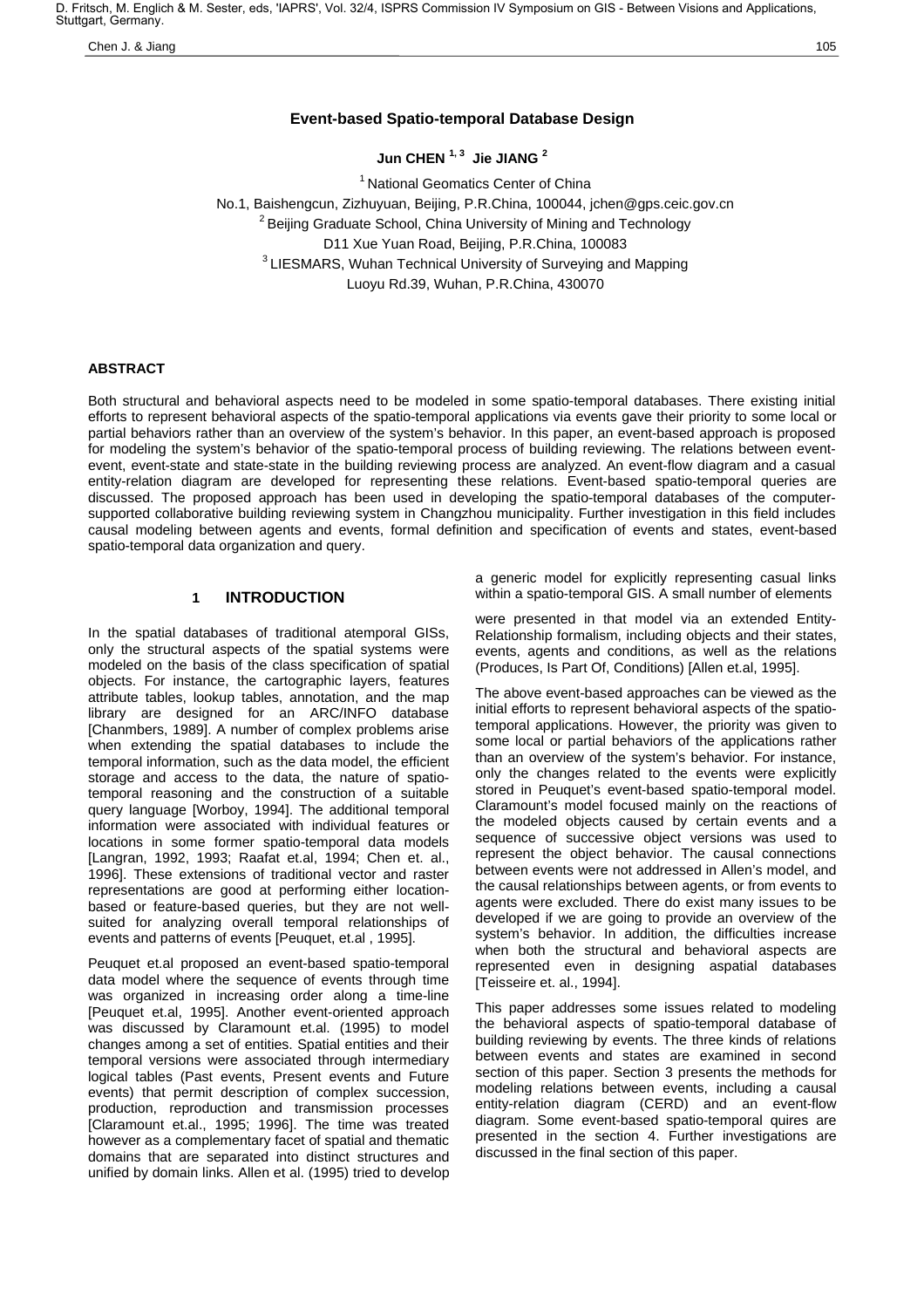# Event-based Spatio-temporal Database Design

**Jun CHEN [1, 3] Jie JIANG [2]**

[1] National Geomatics Center of China
No.1, Baishengcun, Zizhuyuan, Beijing, P.R.China, 100044, jchen@gps.ceic.gov.cn
[2] Beijing Graduate School, China University of Mining and Technology
D11 Xue Yuan Road, Beijing, P.R.China, 100083
[3] LIESMARS, Wuhan Technical University of Surveying and Mapping
Luoyu Rd.39, Wuhan, P.R.China, 430070

## ABSTRACT

Both structural and behavioral aspects need to be modeled in some spatio-temporal databases. There existing initial efforts to represent behavioral aspects of the spatio-temporal applications via events gave their priority to some local or partial behaviors rather than an overview of the system's behavior. In this paper, an event-based approach is proposed for modeling the system's behavior of the spatio-temporal process of building reviewing. The relations between event-event, event-state and state-state in the building reviewing process are analyzed. An event-flow diagram and a casual entity-relation diagram are developed for representing these relations. Event-based spatio-temporal queries are discussed. The proposed approach has been used in developing the spatio-temporal databases of the computer-supported collaborative building reviewing system in Changzhou municipality. Further investigation in this field includes causal modeling between agents and events, formal definition and specification of events and states, event-based spatio-temporal data organization and query.

## 1 INTRODUCTION

In the spatial databases of traditional atemporal GISs, only the structural aspects of the spatial systems were modeled on the basis of the class specification of spatial objects. For instance, the cartographic layers, features attribute tables, lookup tables, annotation, and the map library are designed for an ARC/INFO database [Chanmbers, 1989]. A number of complex problems arise when extending the spatial databases to include the temporal information, such as the data model, the efficient storage and access to the data, the nature of spatio-temporal reasoning and the construction of a suitable query language [Worboy, 1994]. The additional temporal information were associated with individual features or locations in some former spatio-temporal data models [Langran, 1992, 1993; Raafat et.al, 1994; Chen et. al., 1996]. These extensions of traditional vector and raster representations are good at performing either location-based or feature-based queries, but they are not well-suited for analyzing overall temporal relationships of events and patterns of events [Peuquet, et.al , 1995].

Peuquet et.al proposed an event-based spatio-temporal data model where the sequence of events through time was organized in increasing order along a time-line [Peuquet et.al, 1995]. Another event-oriented approach was discussed by Claramount et.al. (1995) to model changes among a set of entities. Spatial entities and their temporal versions were associated through intermediary logical tables (Past events, Present events and Future events) that permit description of complex succession, production, reproduction and transmission processes [Claramount et.al., 1995; 1996]. The time was treated however as a complementary facet of spatial and thematic domains that are separated into distinct structures and unified by domain links. Allen et al. (1995) tried to develop a generic model for explicitly representing casual links within a spatio-temporal GIS. A small number of elements were presented in that model via an extended Entity-Relationship formalism, including objects and their states, events, agents and conditions, as well as the relations (Produces, Is Part Of, Conditions) [Allen et.al, 1995].

The above event-based approaches can be viewed as the initial efforts to represent behavioral aspects of the spatio-temporal applications. However, the priority was given to some local or partial behaviors of the applications rather than an overview of the system's behavior. For instance, only the changes related to the events were explicitly stored in Peuquet's event-based spatio-temporal model. Claramount's model focused mainly on the reactions of the modeled objects caused by certain events and a sequence of successive object versions was used to represent the object behavior. The causal connections between events were not addressed in Allen's model, and the causal relationships between agents, or from events to agents were excluded. There do exist many issues to be developed if we are going to provide an overview of the system's behavior. In addition, the difficulties increase when both the structural and behavioral aspects are represented even in designing aspatial databases [Teisseire et al., 1994].

This paper addresses some issues related to modeling the behavioral aspects of spatio-temporal database of building reviewing by events. The three kinds of relations between events and states are examined in second section of this paper. Section 3 presents the methods for modeling relations between events, including a causal entity-relation diagram (CERD) and an event-flow diagram. Some event-based spatio-temporal quires are presented in the section 4. Further investigations are discussed in the final section of this paper.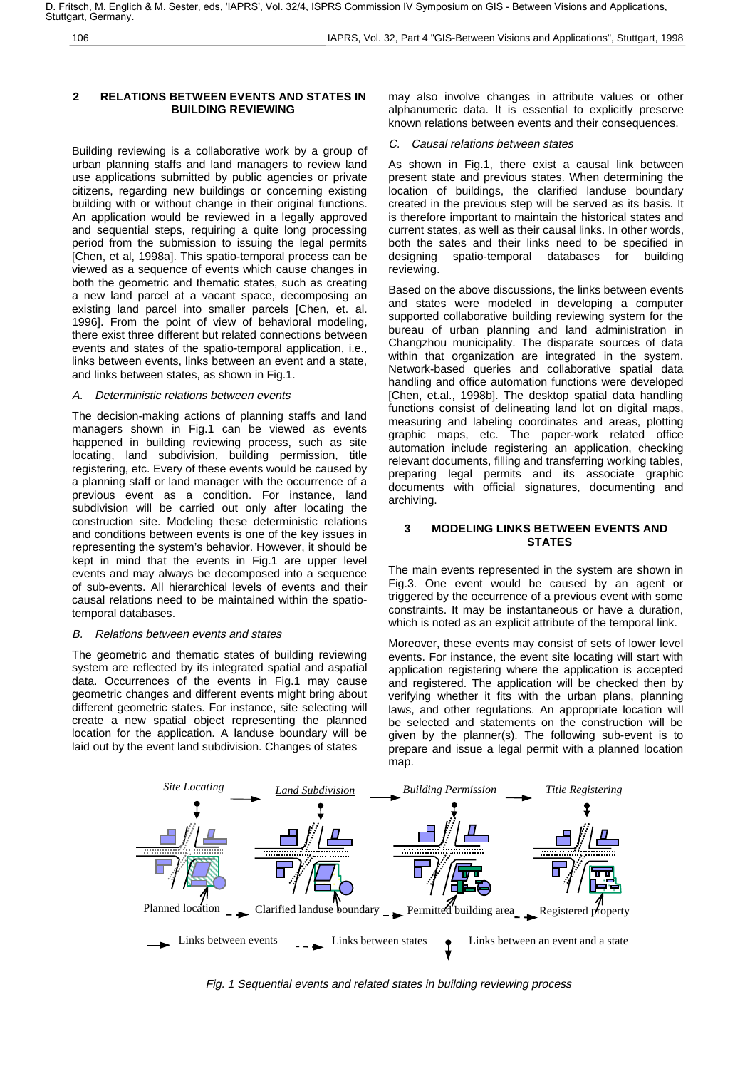## 2 RELATIONS BETWEEN EVENTS AND STATES IN BUILDING REVIEWING

Building reviewing is a collaborative work by a group of urban planning staffs and land managers to review land use applications submitted by public agencies or private citizens, regarding new buildings or concerning existing building with or without change in their original functions. An application would be reviewed in a legally approved and sequential steps, requiring a quite long processing period from the submission to issuing the legal permits [Chen, et al, 1998a]. This spatio-temporal process can be viewed as a sequence of events which cause changes in both the geometric and thematic states, such as creating a new land parcel at a vacant space, decomposing an existing land parcel into smaller parcels [Chen, et. al. 1996]. From the point of view of behavioral modeling, there exist three different but related connections between events and states of the spatio-temporal application, i.e., links between events, links between an event and a state, and links between states, as shown in Fig.1.

### *A. Deterministic relations between events*

The decision-making actions of planning staffs and land managers shown in Fig.1 can be viewed as events happened in building reviewing process, such as site locating, land subdivision, building permission, title registering, etc. Every of these events would be caused by a planning staff or land manager with the occurrence of a previous event as a condition. For instance, land subdivision will be carried out only after locating the construction site. Modeling these deterministic relations and conditions between events is one of the key issues in representing the system's behavior. However, it should be kept in mind that the events in Fig.1 are upper level events and may always be decomposed into a sequence of sub-events. All hierarchical levels of events and their causal relations need to be maintained within the spatio-temporal databases.

### *B. Relations between events and states*

The geometric and thematic states of building reviewing system are reflected by its integrated spatial and aspatial data. Occurrences of the events in Fig.1 may cause geometric changes and different events might bring about different geometric states. For instance, site selecting will create a new spatial object representing the planned location for the application. A landuse boundary will be laid out by the event land subdivision. Changes of states may also involve changes in attribute values or other alphanumeric data. It is essential to explicitly preserve known relations between events and their consequences.

### *C. Causal relations between states*

As shown in Fig.1, there exist a causal link between present state and previous states. When determining the location of buildings, the clarified landuse boundary created in the previous step will be served as its basis. It is therefore important to maintain the historical states and current states, as well as their causal links. In other words, both the sates and their links need to be specified in designing spatio-temporal databases for building reviewing.

Based on the above discussions, the links between events and states were modeled in developing a computer supported collaborative building reviewing system for the bureau of urban planning and land administration in Changzhou municipality. The disparate sources of data within that organization are integrated in the system. Network-based queries and collaborative spatial data handling and office automation functions were developed [Chen, et.al., 1998b]. The desktop spatial data handling functions consist of delineating land lot on digital maps, measuring and labeling coordinates and areas, plotting graphic maps, etc. The paper-work related office automation include registering an application, checking relevant documents, filling and transferring working tables, preparing legal permits and its associate graphic documents with official signatures, documenting and archiving.

## 3 MODELING LINKS BETWEEN EVENTS AND STATES

The main events represented in the system are shown in Fig.3. One event would be caused by an agent or triggered by the occurrence of a previous event with some constraints. It may be instantaneous or have a duration, which is noted as an explicit attribute of the temporal link.

Moreover, these events may consist of sets of lower level events. For instance, the event site locating will start with application registering where the application is accepted and registered. The application will be checked then by verifying whether it fits with the urban plans, planning laws, and other regulations. An appropriate location will be selected and statements on the construction will be given by the planner(s). The following sub-event is to prepare and issue a legal permit with a planned location map.

*Site Locating* → *Land Subdivision* → *Building Permission* → *Title Registering*

Planned location - - → Clarified landuse boundary - - → Permitted building area - - → Registered property

→ Links between events - - → Links between states ↓ Links between an event and a state

*Fig. 1 Sequential events and related states in building reviewing process*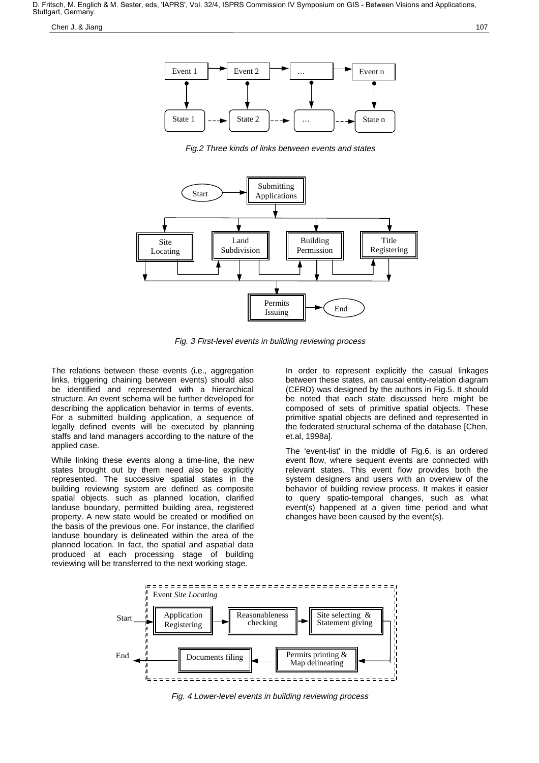*Fig.2 Three kinds of links between events and states*

*Fig. 3 First-level events in building reviewing process*

The relations between these events (i.e., aggregation links, triggering chaining between events) should also be identified and represented with a hierarchical structure. An event schema will be further developed for describing the application behavior in terms of events. For a submitted building application, a sequence of legally defined events will be executed by planning staffs and land managers according to the nature of the applied case.

While linking these events along a time-line, the new states brought out by them need also be explicitly represented. The successive spatial states in the building reviewing system are defined as composite spatial objects, such as planned location, clarified landuse boundary, permitted building area, registered property. A new state would be created or modified on the basis of the previous one. For instance, the clarified landuse boundary is delineated within the area of the planned location. In fact, the spatial and aspatial data produced at each processing stage of building reviewing will be transferred to the next working stage.

In order to represent explicitly the casual linkages between these states, an causal entity-relation diagram (CERD) was designed by the authors in Fig.5. It should be noted that each state discussed here might be composed of sets of primitive spatial objects. These primitive spatial objects are defined and represented in the federated structural schema of the database [Chen, et.al, 1998a].

The 'event-list' in the middle of Fig.6. is an ordered event flow, where sequent events are connected with relevant states. This event flow provides both the system designers and users with an overview of the behavior of building review process. It makes it easier to query spatio-temporal changes, such as what event(s) happened at a given time period and what changes have been caused by the event(s).

*Fig. 4 Lower-level events in building reviewing process*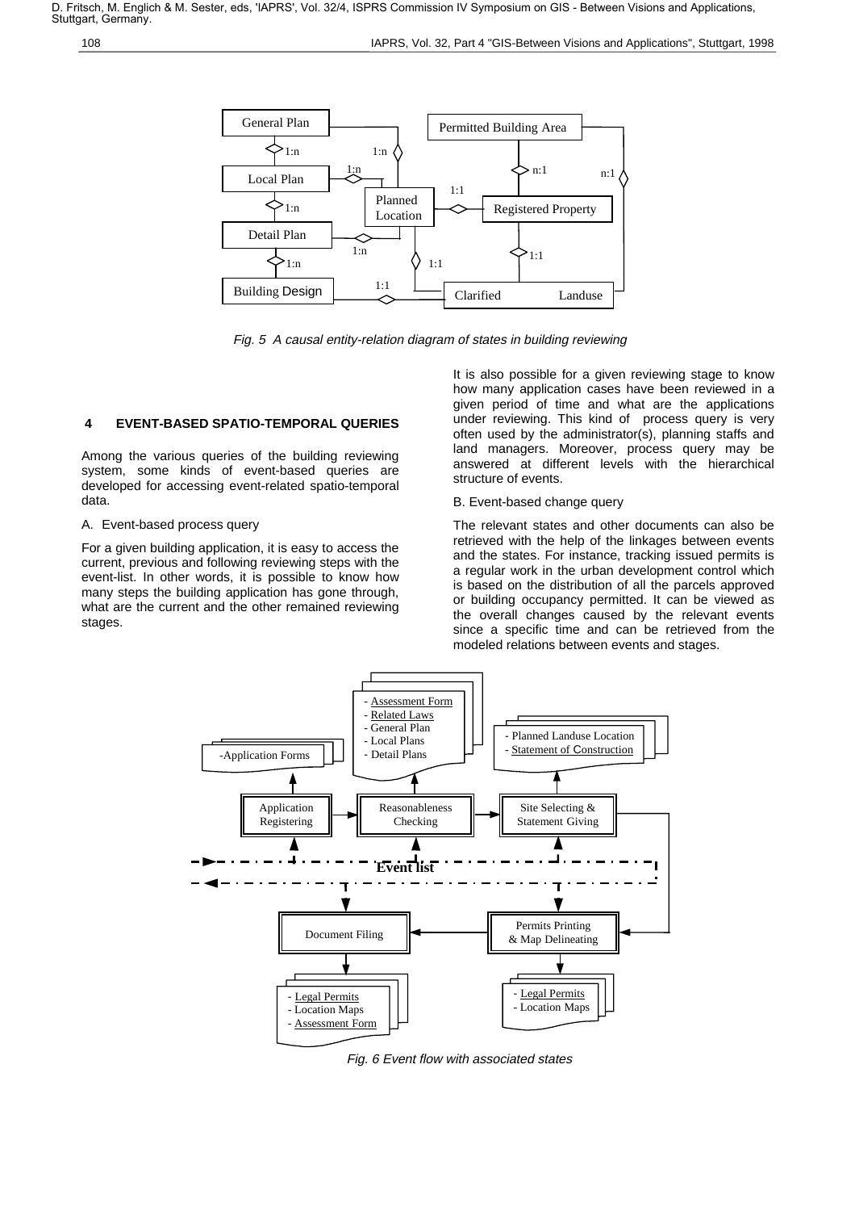Fig. 5 A causal entity-relation diagram of states in building reviewing

## 4 EVENT-BASED SPATIO-TEMPORAL QUERIES

Among the various queries of the building reviewing system, some kinds of event-based queries are developed for accessing event-related spatio-temporal data.

A. Event-based process query

For a given building application, it is easy to access the current, previous and following reviewing steps with the event-list. In other words, it is possible to know how many steps the building application has gone through, what are the current and the other remained reviewing stages.

It is also possible for a given reviewing stage to know how many application cases have been reviewed in a given period of time and what are the applications under reviewing. This kind of process query is very often used by the administrator(s), planning staffs and land managers. Moreover, process query may be answered at different levels with the hierarchical structure of events.

B. Event-based change query

The relevant states and other documents can also be retrieved with the help of the linkages between events and the states. For instance, tracking issued permits is a regular work in the urban development control which is based on the distribution of all the parcels approved or building occupancy permitted. It can be viewed as the overall changes caused by the relevant events since a specific time and can be retrieved from the modeled relations between events and stages.

Fig. 6 Event flow with associated states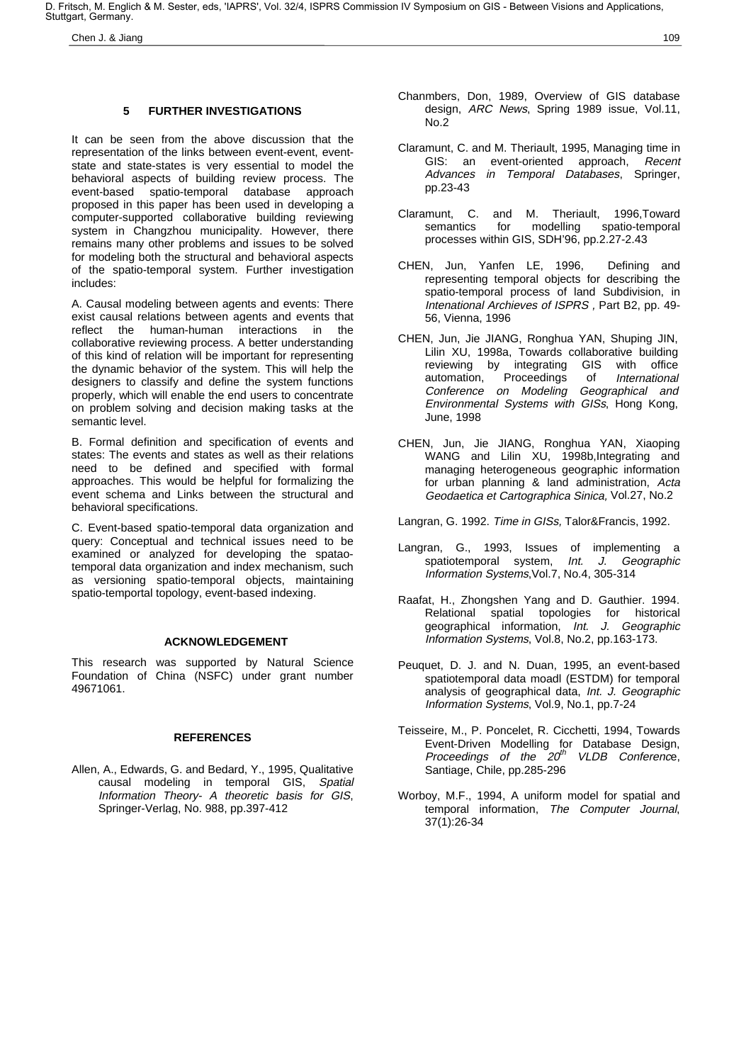## 5 FURTHER INVESTIGATIONS

It can be seen from the above discussion that the representation of the links between event-event, event-state and state-states is very essential to model the behavioral aspects of building review process. The event-based spatio-temporal database approach proposed in this paper has been used in developing a computer-supported collaborative building reviewing system in Changzhou municipality. However, there remains many other problems and issues to be solved for modeling both the structural and behavioral aspects of the spatio-temporal system. Further investigation includes:

A. Causal modeling between agents and events: There exist causal relations between agents and events that reflect the human-human interactions in the collaborative reviewing process. A better understanding of this kind of relation will be important for representing the dynamic behavior of the system. This will help the designers to classify and define the system functions properly, which will enable the end users to concentrate on problem solving and decision making tasks at the semantic level.

B. Formal definition and specification of events and states: The events and states as well as their relations need to be defined and specified with formal approaches. This would be helpful for formalizing the event schema and Links between the structural and behavioral specifications.

C. Event-based spatio-temporal data organization and query: Conceptual and technical issues need to be examined or analyzed for developing the spatao-temporal data organization and index mechanism, such as versioning spatio-temporal objects, maintaining spatio-temportal topology, event-based indexing.

## ACKNOWLEDGEMENT

This research was supported by Natural Science Foundation of China (NSFC) under grant number 49671061.

## REFERENCES

Allen, A., Edwards, G. and Bedard, Y., 1995, Qualitative causal modeling in temporal GIS, *Spatial Information Theory- A theoretic basis for GIS*, Springer-Verlag, No. 988, pp.397-412

Chanmbers, Don, 1989, Overview of GIS database design, *ARC News*, Spring 1989 issue, Vol.11, No.2

Claramunt, C. and M. Theriault, 1995, Managing time in GIS: an event-oriented approach, *Recent Advances in Temporal Databases*, Springer, pp.23-43

Claramunt, C. and M. Theriault, 1996,Toward semantics for modelling spatio-temporal processes within GIS, SDH'96, pp.2.27-2.43

CHEN, Jun, Yanfen LE, 1996, Defining and representing temporal objects for describing the spatio-temporal process of land Subdivision, in *Intenational Archieves of ISPRS ,* Part B2, pp. 49-56, Vienna, 1996

CHEN, Jun, Jie JIANG, Ronghua YAN, Shuping JIN, Lilin XU, 1998a, Towards collaborative building reviewing by integrating GIS with office automation, Proceedings of *International Conference on Modeling Geographical and Environmental Systems with GISs*, Hong Kong, June, 1998

CHEN, Jun, Jie JIANG, Ronghua YAN, Xiaoping WANG and Lilin XU, 1998b,Integrating and managing heterogeneous geographic information for urban planning & land administration, *Acta Geodaetica et Cartographica Sinica,* Vol.27, No.2

Langran, G. 1992. *Time in GISs,* Talor&Francis, 1992.

Langran, G., 1993, Issues of implementing a spatiotemporal system, *Int. J. Geographic Information Systems*,Vol.7, No.4, 305-314

Raafat, H., Zhongshen Yang and D. Gauthier. 1994. Relational spatial topologies for historical geographical information, *Int. J. Geographic Information Systems*, Vol.8, No.2, pp.163-173.

Peuquet, D. J. and N. Duan, 1995, an event-based spatiotemporal data moadl (ESTDM) for temporal analysis of geographical data, *Int. J. Geographic Information Systems*, Vol.9, No.1, pp.7-24

Teisseire, M., P. Poncelet, R. Cicchetti, 1994, Towards Event-Driven Modelling for Database Design, *Proceedings of the 20th VLDB Conferenc*e, Santiage, Chile, pp.285-296

Worboy, M.F., 1994, A uniform model for spatial and temporal information, *The Computer Journal*, 37(1):26-34